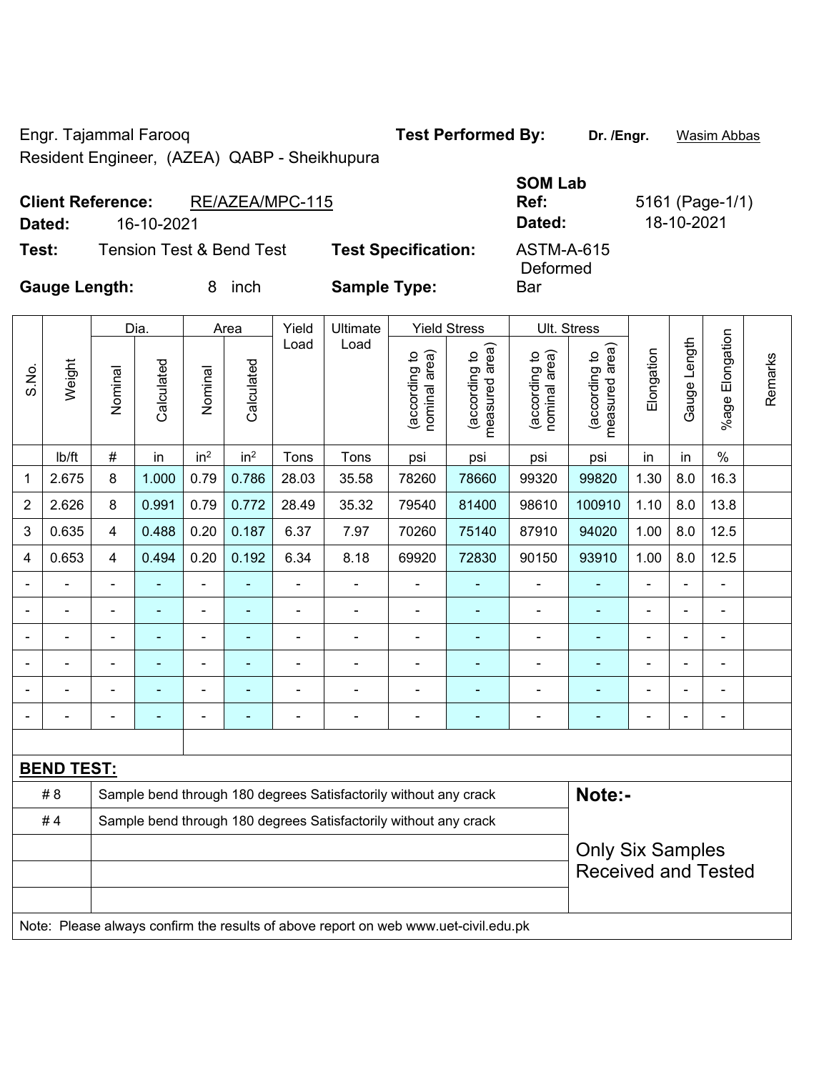Engr. Tajammal Farooq

Resident Engineer, (AZEA) QABP - Sheikhupura

**Test Performed By:** **Dr. /Engr.** Wasim Abbas

**Client Reference:** RE/AZEA/MPC-115

**Dated:** 16-10-2021

**SOM Lab Ref:** 5161 (Page-1/1)

**Dated:** 18-10-2021

**Test:** Tension Test & Bend Test

**Test Specification:** ASTM-A-615

**Gauge Length:** 8 inch

**Sample Type:** Deformed Bar

| S.No. | Weight | Dia. | | Area | | Yield Load | Ultimate Load | Yield Stress | | Ult. Stress | | Elongation | Gauge Length | %age Elongation | Remarks |
|---|---|---|---|---|---|---|---|---|---|---|---|---|---|---|---|
| | | Nominal | Calculated | Nominal | Calculated | | | (according to nominal area) | (according to measured area) | (according to nominal area) | (according to measured area) | | | | |
| | lb/ft | # | in | in² | in² | Tons | Tons | psi | psi | psi | psi | in | in | % | |
| 1 | 2.675 | 8 | 1.000 | 0.79 | 0.786 | 28.03 | 35.58 | 78260 | 78660 | 99320 | 99820 | 1.30 | 8.0 | 16.3 | |
| 2 | 2.626 | 8 | 0.991 | 0.79 | 0.772 | 28.49 | 35.32 | 79540 | 81400 | 98610 | 100910 | 1.10 | 8.0 | 13.8 | |
| 3 | 0.635 | 4 | 0.488 | 0.20 | 0.187 | 6.37 | 7.97 | 70260 | 75140 | 87910 | 94020 | 1.00 | 8.0 | 12.5 | |
| 4 | 0.653 | 4 | 0.494 | 0.20 | 0.192 | 6.34 | 8.18 | 69920 | 72830 | 90150 | 93910 | 1.00 | 8.0 | 12.5 | |
| - | - | - | - | - | - | - | - | - | - | - | - | - | - | - | |
| - | - | - | - | - | - | - | - | - | - | - | - | - | - | - | |
| - | - | - | - | - | - | - | - | - | - | - | - | - | - | - | |
| - | - | - | - | - | - | - | - | - | - | - | - | - | - | - | |
| - | - | - | - | - | - | - | - | - | - | - | - | - | - | - | |
| - | - | - | - | - | - | - | - | - | - | - | - | - | - | - | |

**BEND TEST:**

| | | |
|---|---|---|
| # 8 | Sample bend through 180 degrees Satisfactorily without any crack | **Note:-** |
| # 4 | Sample bend through 180 degrees Satisfactorily without any crack | Only Six Samples Received and Tested |

Note: Please always confirm the results of above report on web www.uet-civil.edu.pk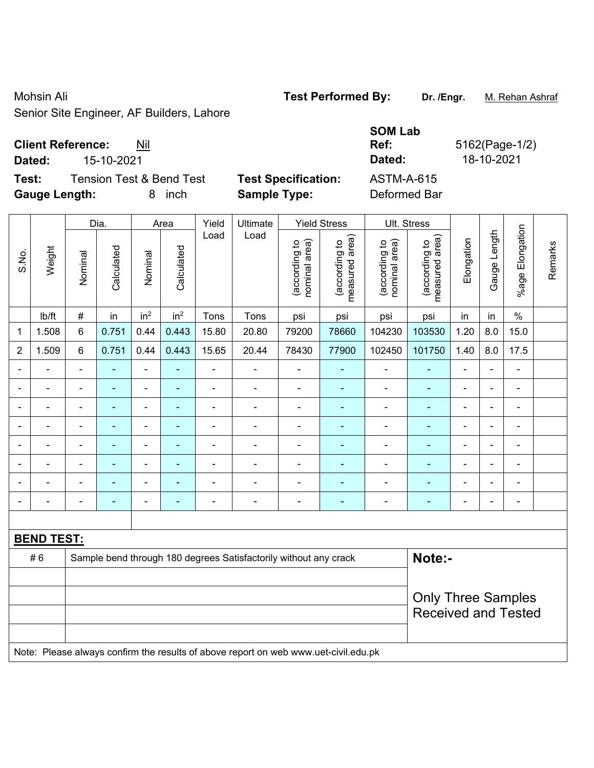Mohsin Ali

Senior Site Engineer, AF Builders, Lahore

**Test Performed By:** **Dr. /Engr.** M. Rehan Ashraf

**Client Reference:** Nil

**Dated:** 15-10-2021

**SOM Lab Ref:** 5162(Page-1/2)

**Dated:** 18-10-2021

**Test:** Tension Test & Bend Test

**Test Specification:** ASTM-A-615

**Gauge Length:** 8 inch

**Sample Type:** Deformed Bar

| S.No. | Weight | Dia. | | Area | | Yield Load | Ultimate Load | Yield Stress | | Ult. Stress | | Elongation | Gauge Length | %age Elongation | Remarks |
|---|---|---|---|---|---|---|---|---|---|---|---|---|---|---|---|
| | | Nominal | Calculated | Nominal | Calculated | | | (according to nominal area) | (according to measured area) | (according to nominal area) | (according to measured area) | | | | |
| | lb/ft | # | in | $in^2$ | $in^2$ | Tons | Tons | psi | psi | psi | psi | in | in | % | |
| 1 | 1.508 | 6 | 0.751 | 0.44 | 0.443 | 15.80 | 20.80 | 79200 | 78660 | 104230 | 103530 | 1.20 | 8.0 | 15.0 | |
| 2 | 1.509 | 6 | 0.751 | 0.44 | 0.443 | 15.65 | 20.44 | 78430 | 77900 | 102450 | 101750 | 1.40 | 8.0 | 17.5 | |
| - | - | - | - | - | - | - | - | - | - | - | - | - | - | - | |
| - | - | - | - | - | - | - | - | - | - | - | - | - | - | - | |
| - | - | - | - | - | - | - | - | - | - | - | - | - | - | - | |
| - | - | - | - | - | - | - | - | - | - | - | - | - | - | - | |
| - | - | - | - | - | - | - | - | - | - | - | - | - | - | - | |
| - | - | - | - | - | - | - | - | - | - | - | - | - | - | - | |
| - | - | - | - | - | - | - | - | - | - | - | - | - | - | - | |
| - | - | - | - | - | - | - | - | - | - | - | - | - | - | - | |

**BEND TEST:**

| | | |
|---|---|---|
| # 6 | Sample bend through 180 degrees Satisfactorily without any crack | **Note:-** |
| | | Only Three Samples Received and Tested |

Note: Please always confirm the results of above report on web www.uet-civil.edu.pk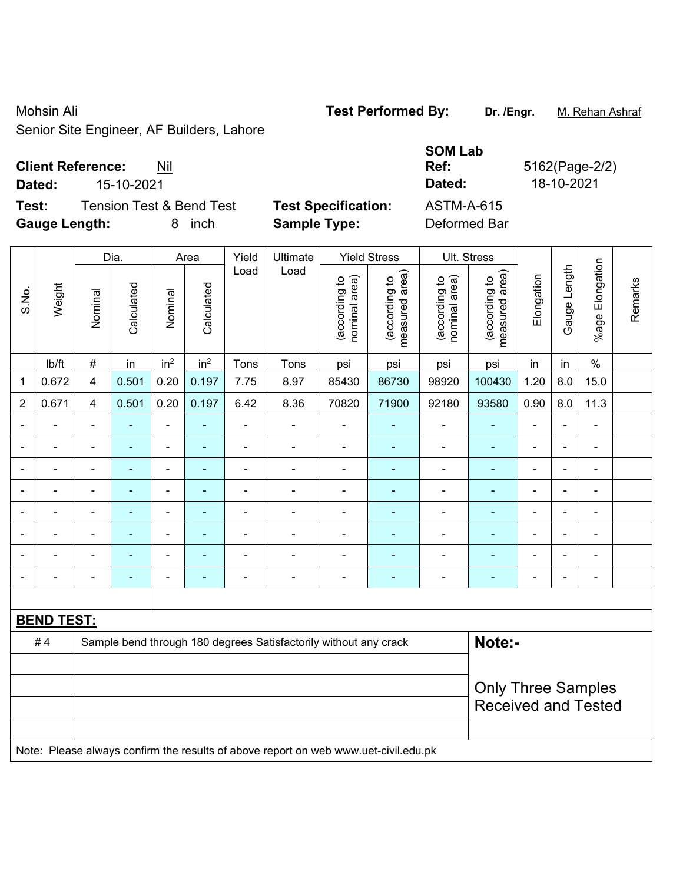Mohsin Ali

Senior Site Engineer, AF Builders, Lahore

**Test Performed By:** **Dr. /Engr.** M. Rehan Ashraf

**Client Reference:** Nil

**Dated:** 15-10-2021

**SOM Lab Ref:** 5162(Page-2/2)

**Dated:** 18-10-2021

**Test:** Tension Test & Bend Test

**Test Specification:** ASTM-A-615

**Gauge Length:** 8 inch

**Sample Type:** Deformed Bar

| S.No. | Weight | Dia. | | Area | | Yield Load | Ultimate Load | Yield Stress | | Ult. Stress | | Elongation | Gauge Length | %age Elongation | Remarks |
|---|---|---|---|---|---|---|---|---|---|---|---|---|---|---|---|
| | | Nominal | Calculated | Nominal | Calculated | | | (according to nominal area) | (according to measured area) | (according to nominal area) | (according to measured area) | | | | |
| | lb/ft | # | in | $in^2$ | $in^2$ | Tons | Tons | psi | psi | psi | psi | in | in | % | |
| 1 | 0.672 | 4 | 0.501 | 0.20 | 0.197 | 7.75 | 8.97 | 85430 | 86730 | 98920 | 100430 | 1.20 | 8.0 | 15.0 | |
| 2 | 0.671 | 4 | 0.501 | 0.20 | 0.197 | 6.42 | 8.36 | 70820 | 71900 | 92180 | 93580 | 0.90 | 8.0 | 11.3 | |
| - | - | - | - | - | - | - | - | - | - | - | - | - | - | - | |
| - | - | - | - | - | - | - | - | - | - | - | - | - | - | - | |
| - | - | - | - | - | - | - | - | - | - | - | - | - | - | - | |
| - | - | - | - | - | - | - | - | - | - | - | - | - | - | - | |
| - | - | - | - | - | - | - | - | - | - | - | - | - | - | - | |
| - | - | - | - | - | - | - | - | - | - | - | - | - | - | - | |
| - | - | - | - | - | - | - | - | - | - | - | - | - | - | - | |
| - | - | - | - | - | - | - | - | - | - | - | - | - | - | - | |

**BEND TEST:**

| # 4 | Sample bend through 180 degrees Satisfactorily without any crack |
|---|---|

**Note:-**

Only Three Samples Received and Tested

Note: Please always confirm the results of above report on web www.uet-civil.edu.pk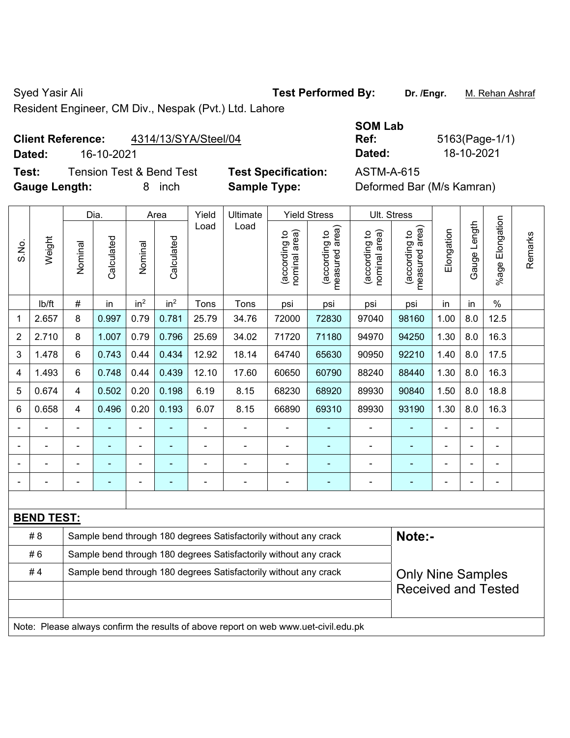Syed Yasir Ali

Resident Engineer, CM Div., Nespak (Pvt.) Ltd. Lahore

**Test Performed By:** **Dr. /Engr.** M. Rehan Ashraf

**Client Reference:** 4314/13/SYA/Steel/04

**Dated:** 16-10-2021

**SOM Lab Ref:** 5163(Page-1/1)

**Dated:** 18-10-2021

**Test:** Tension Test & Bend Test

**Test Specification:** ASTM-A-615

**Gauge Length:** 8 inch

**Sample Type:** Deformed Bar (M/s Kamran)

| S.No. | Weight | Dia. | | Area | | Yield Load | Ultimate Load | Yield Stress | | Ult. Stress | | Elongation | Gauge Length | %age Elongation | Remarks |
|---|---|---|---|---|---|---|---|---|---|---|---|---|---|---|---|
| | | Nominal | Calculated | Nominal | Calculated | | | (according to nominal area) | (according to measured area) | (according to nominal area) | (according to measured area) | | | | |
| | lb/ft | # | in | in² | in² | Tons | Tons | psi | psi | psi | psi | in | in | % | |
| 1 | 2.657 | 8 | 0.997 | 0.79 | 0.781 | 25.79 | 34.76 | 72000 | 72830 | 97040 | 98160 | 1.00 | 8.0 | 12.5 | |
| 2 | 2.710 | 8 | 1.007 | 0.79 | 0.796 | 25.69 | 34.02 | 71720 | 71180 | 94970 | 94250 | 1.30 | 8.0 | 16.3 | |
| 3 | 1.478 | 6 | 0.743 | 0.44 | 0.434 | 12.92 | 18.14 | 64740 | 65630 | 90950 | 92210 | 1.40 | 8.0 | 17.5 | |
| 4 | 1.493 | 6 | 0.748 | 0.44 | 0.439 | 12.10 | 17.60 | 60650 | 60790 | 88240 | 88440 | 1.30 | 8.0 | 16.3 | |
| 5 | 0.674 | 4 | 0.502 | 0.20 | 0.198 | 6.19 | 8.15 | 68230 | 68920 | 89930 | 90840 | 1.50 | 8.0 | 18.8 | |
| 6 | 0.658 | 4 | 0.496 | 0.20 | 0.193 | 6.07 | 8.15 | 66890 | 69310 | 89930 | 93190 | 1.30 | 8.0 | 16.3 | |
| - | - | - | - | - | - | - | - | - | - | - | - | - | - | - | |
| - | - | - | - | - | - | - | - | - | - | - | - | - | - | - | |
| - | - | - | - | - | - | - | - | - | - | - | - | - | - | - | |
| - | - | - | - | - | - | - | - | - | - | - | - | - | - | - | |

**BEND TEST:**

| | | |
|---|---|---|
| # 8 | Sample bend through 180 degrees Satisfactorily without any crack | **Note:-** |
| # 6 | Sample bend through 180 degrees Satisfactorily without any crack | |
| # 4 | Sample bend through 180 degrees Satisfactorily without any crack | Only Nine Samples Received and Tested |

Note: Please always confirm the results of above report on web www.uet-civil.edu.pk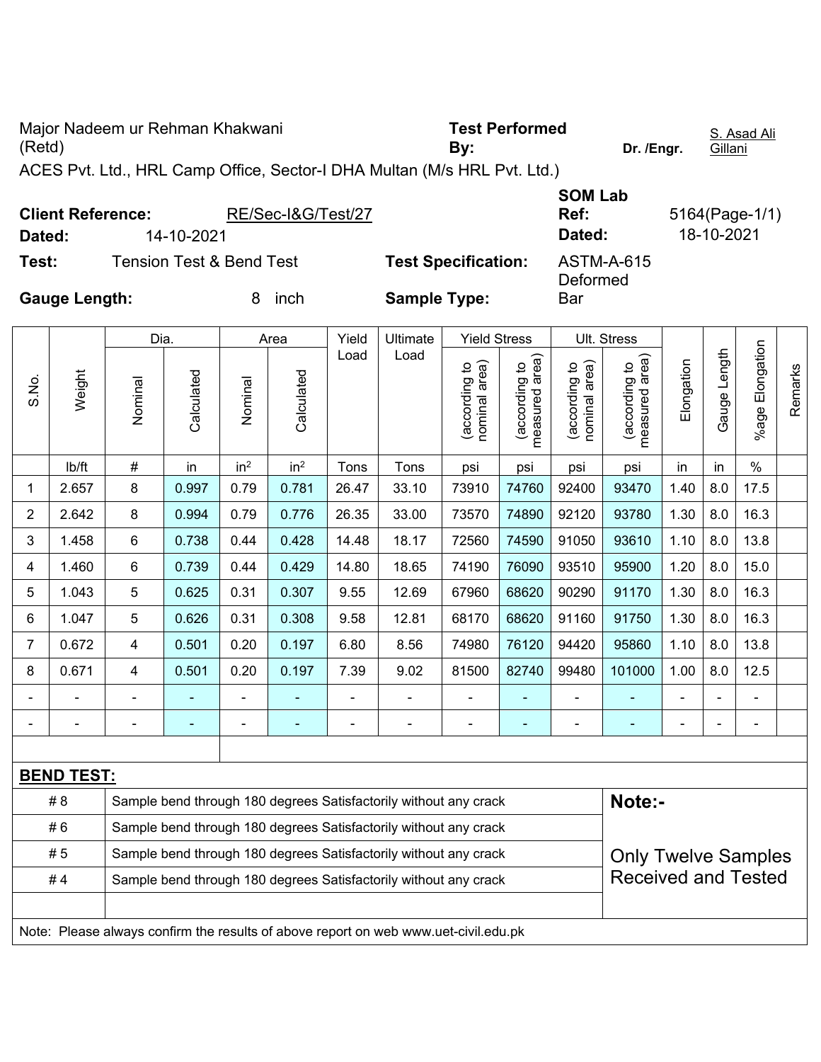Major Nadeem ur Rehman Khakwani (Retd)

**Test Performed By:** Dr. /Engr. S. Asad Ali Gillani

ACES Pvt. Ltd., HRL Camp Office, Sector-I DHA Multan (M/s HRL Pvt. Ltd.)

**Client Reference:** RE/Sec-I&G/Test/27

**Dated:** 14-10-2021

**SOM Lab Ref:** 5164(Page-1/1)

**Dated:** 18-10-2021

**Test:** Tension Test & Bend Test

**Test Specification:** ASTM-A-615

**Gauge Length:** 8 inch

**Sample Type:** Deformed Bar

| S.No. | Weight | Dia. | | Area | | Yield Load | Ultimate Load | Yield Stress | | Ult. Stress | | Elongation | Gauge Length | %age Elongation | Remarks |
|---|---|---|---|---|---|---|---|---|---|---|---|---|---|---|---|
| | | Nominal | Calculated | Nominal | Calculated | | | (according to nominal area) | (according to measured area) | (according to nominal area) | (according to measured area) | | | | |
| | lb/ft | # | in | in² | in² | Tons | Tons | psi | psi | psi | psi | in | in | % | |
| 1 | 2.657 | 8 | 0.997 | 0.79 | 0.781 | 26.47 | 33.10 | 73910 | 74760 | 92400 | 93470 | 1.40 | 8.0 | 17.5 | |
| 2 | 2.642 | 8 | 0.994 | 0.79 | 0.776 | 26.35 | 33.00 | 73570 | 74890 | 92120 | 93780 | 1.30 | 8.0 | 16.3 | |
| 3 | 1.458 | 6 | 0.738 | 0.44 | 0.428 | 14.48 | 18.17 | 72560 | 74590 | 91050 | 93610 | 1.10 | 8.0 | 13.8 | |
| 4 | 1.460 | 6 | 0.739 | 0.44 | 0.429 | 14.80 | 18.65 | 74190 | 76090 | 93510 | 95900 | 1.20 | 8.0 | 15.0 | |
| 5 | 1.043 | 5 | 0.625 | 0.31 | 0.307 | 9.55 | 12.69 | 67960 | 68620 | 90290 | 91170 | 1.30 | 8.0 | 16.3 | |
| 6 | 1.047 | 5 | 0.626 | 0.31 | 0.308 | 9.58 | 12.81 | 68170 | 68620 | 91160 | 91750 | 1.30 | 8.0 | 16.3 | |
| 7 | 0.672 | 4 | 0.501 | 0.20 | 0.197 | 6.80 | 8.56 | 74980 | 76120 | 94420 | 95860 | 1.10 | 8.0 | 13.8 | |
| 8 | 0.671 | 4 | 0.501 | 0.20 | 0.197 | 7.39 | 9.02 | 81500 | 82740 | 99480 | 101000 | 1.00 | 8.0 | 12.5 | |
| - | - | - | - | - | - | - | - | - | - | - | - | - | - | - | |
| - | - | - | - | - | - | - | - | - | - | - | - | - | - | - | |

**BEND TEST:**

| Bar | Result |
|---|---|
| # 8 | Sample bend through 180 degrees Satisfactorily without any crack |
| # 6 | Sample bend through 180 degrees Satisfactorily without any crack |
| # 5 | Sample bend through 180 degrees Satisfactorily without any crack |
| # 4 | Sample bend through 180 degrees Satisfactorily without any crack |

**Note:-**

Only Twelve Samples Received and Tested

Note: Please always confirm the results of above report on web www.uet-civil.edu.pk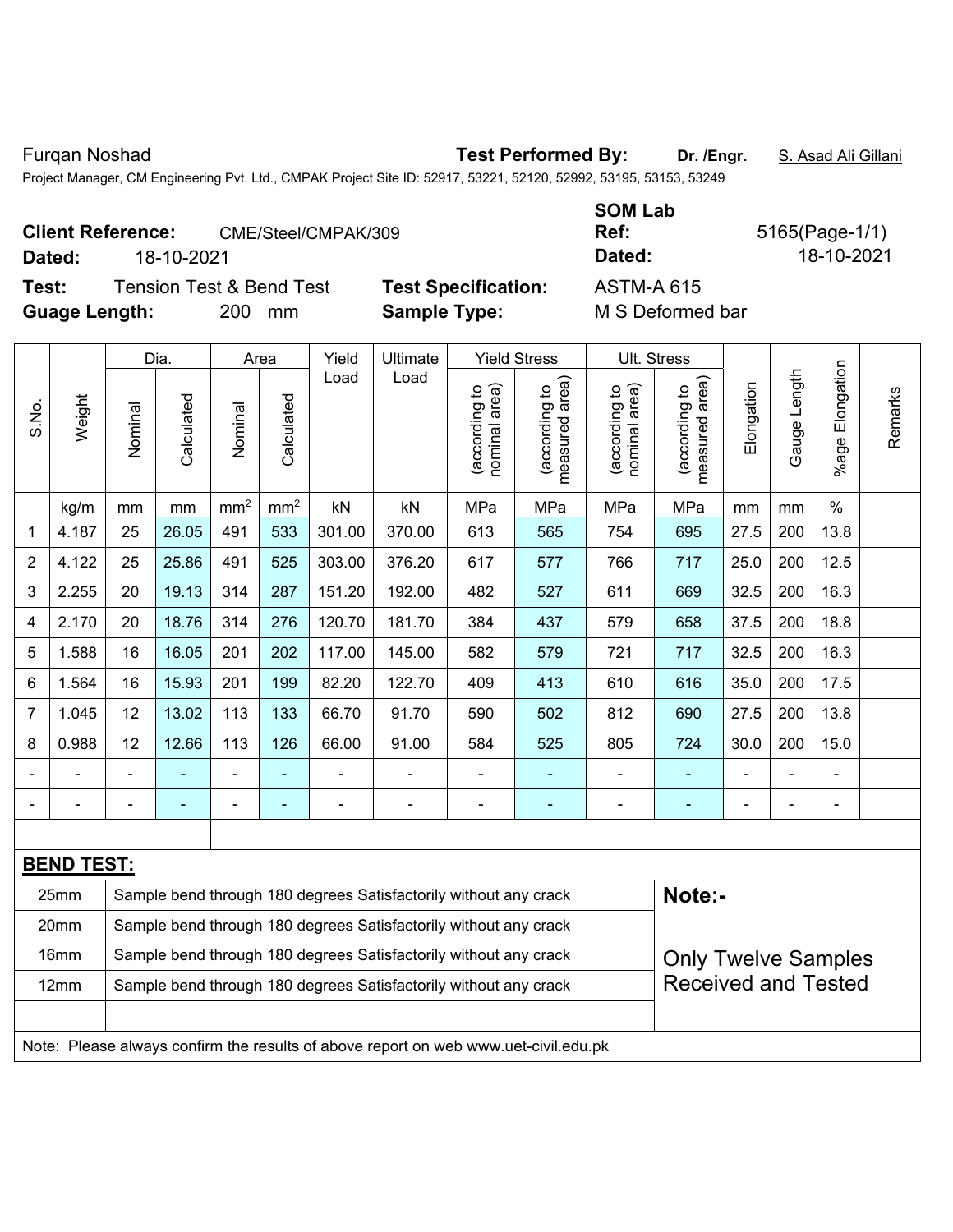Furqan Noshad **Test Performed By:** **Dr. /Engr.** S. Asad Ali Gillani

Project Manager, CM Engineering Pvt. Ltd., CMPAK Project Site ID: 52917, 53221, 52120, 52992, 53195, 53153, 53249

**SOM Lab**

**Client Reference:** CME/Steel/CMPAK/309 **Ref:** 5165(Page-1/1)

**Dated:** 18-10-2021 **Dated:** 18-10-2021

**Test:** Tension Test & Bend Test **Test Specification:** ASTM-A 615

**Guage Length:** 200 mm **Sample Type:** M S Deformed bar

| S.No. | Weight | Dia. | | Area | | Yield Load | Ultimate Load | Yield Stress | | Ult. Stress | | Elongation | Gauge Length | %age Elongation | Remarks |
|---|---|---|---|---|---|---|---|---|---|---|---|---|---|---|---|
| | | Nominal | Calculated | Nominal | Calculated | | | (according to nominal area) | (according to measured area) | (according to nominal area) | (according to measured area) | | | | |
| | kg/m | mm | mm | mm² | mm² | kN | kN | MPa | MPa | MPa | MPa | mm | mm | % | |
| 1 | 4.187 | 25 | 26.05 | 491 | 533 | 301.00 | 370.00 | 613 | 565 | 754 | 695 | 27.5 | 200 | 13.8 | |
| 2 | 4.122 | 25 | 25.86 | 491 | 525 | 303.00 | 376.20 | 617 | 577 | 766 | 717 | 25.0 | 200 | 12.5 | |
| 3 | 2.255 | 20 | 19.13 | 314 | 287 | 151.20 | 192.00 | 482 | 527 | 611 | 669 | 32.5 | 200 | 16.3 | |
| 4 | 2.170 | 20 | 18.76 | 314 | 276 | 120.70 | 181.70 | 384 | 437 | 579 | 658 | 37.5 | 200 | 18.8 | |
| 5 | 1.588 | 16 | 16.05 | 201 | 202 | 117.00 | 145.00 | 582 | 579 | 721 | 717 | 32.5 | 200 | 16.3 | |
| 6 | 1.564 | 16 | 15.93 | 201 | 199 | 82.20 | 122.70 | 409 | 413 | 610 | 616 | 35.0 | 200 | 17.5 | |
| 7 | 1.045 | 12 | 13.02 | 113 | 133 | 66.70 | 91.70 | 590 | 502 | 812 | 690 | 27.5 | 200 | 13.8 | |
| 8 | 0.988 | 12 | 12.66 | 113 | 126 | 66.00 | 91.00 | 584 | 525 | 805 | 724 | 30.0 | 200 | 15.0 | |
| - | - | - | - | - | - | - | - | - | - | - | - | - | - | - | |
| - | - | - | - | - | - | - | - | - | - | - | - | - | - | - | |

**BEND TEST:**

| | | |
|---|---|---|
| 25mm | Sample bend through 180 degrees Satisfactorily without any crack | **Note:-** |
| 20mm | Sample bend through 180 degrees Satisfactorily without any crack | |
| 16mm | Sample bend through 180 degrees Satisfactorily without any crack | Only Twelve Samples Received and Tested |
| 12mm | Sample bend through 180 degrees Satisfactorily without any crack | |

Note: Please always confirm the results of above report on web www.uet-civil.edu.pk